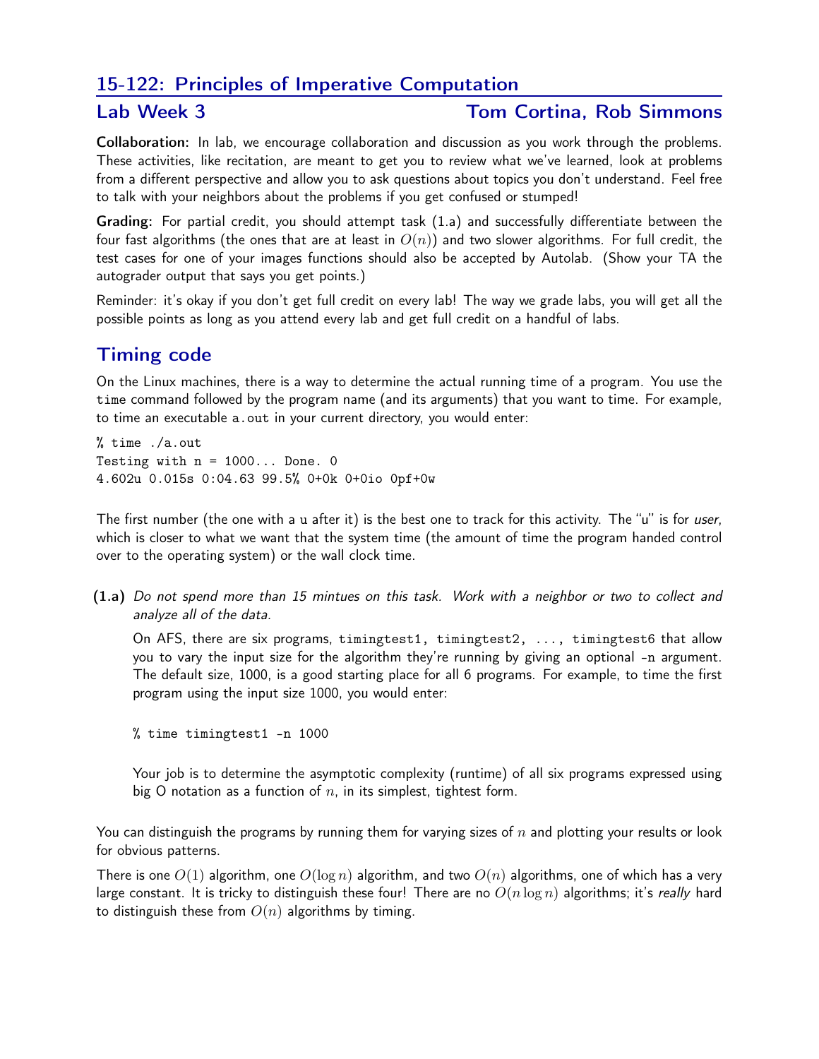## 15-122: Principles of Imperative Computation

### Lab Week 3 — Tom Cortina, Rob Simmons

**Collaboration:** In lab, we encourage collaboration and discussion as you work through the problems. These activities, like recitation, are meant to get you to review what we've learned, look at problems from a different perspective and allow you to ask questions about topics you don't understand. Feel free to talk with your neighbors about the problems if you get confused or stumped!

**Grading:** For partial credit, you should attempt task (1.a) and successfully differentiate between the four fast algorithms (the ones that are at least in $O(n)$) and two slower algorithms. For full credit, the test cases for one of your images functions should also be accepted by Autolab. (Show your TA the autograder output that says you get points.)

Reminder: it's okay if you don't get full credit on every lab! The way we grade labs, you will get all the possible points as long as you attend every lab and get full credit on a handful of labs.

## Timing code

On the Linux machines, there is a way to determine the actual running time of a program. You use the `time` command followed by the program name (and its arguments) that you want to time. For example, to time an executable `a.out` in your current directory, you would enter:

```
% time ./a.out
Testing with n = 1000... Done. 0
4.602u 0.015s 0:04.63 99.5% 0+0k 0+0io 0pf+0w
```

The first number (the one with a `u` after it) is the best one to track for this activity. The "u" is for *user*, which is closer to what we want that the system time (the amount of time the program handed control over to the operating system) or the wall clock time.

**(1.a)** *Do not spend more than 15 mintues on this task. Work with a neighbor or two to collect and analyze all of the data.*

On AFS, there are six programs, `timingtest1, timingtest2, ..., timingtest6` that allow you to vary the input size for the algorithm they're running by giving an optional `-n` argument. The default size, 1000, is a good starting place for all 6 programs. For example, to time the first program using the input size 1000, you would enter:

```
% time timingtest1 -n 1000
```

Your job is to determine the asymptotic complexity (runtime) of all six programs expressed using big O notation as a function of $n$, in its simplest, tightest form.

You can distinguish the programs by running them for varying sizes of $n$ and plotting your results or look for obvious patterns.

There is one $O(1)$ algorithm, one $O(\log n)$ algorithm, and two $O(n)$ algorithms, one of which has a very large constant. It is tricky to distinguish these four! There are no $O(n \log n)$ algorithms; it's *really* hard to distinguish these from $O(n)$ algorithms by timing.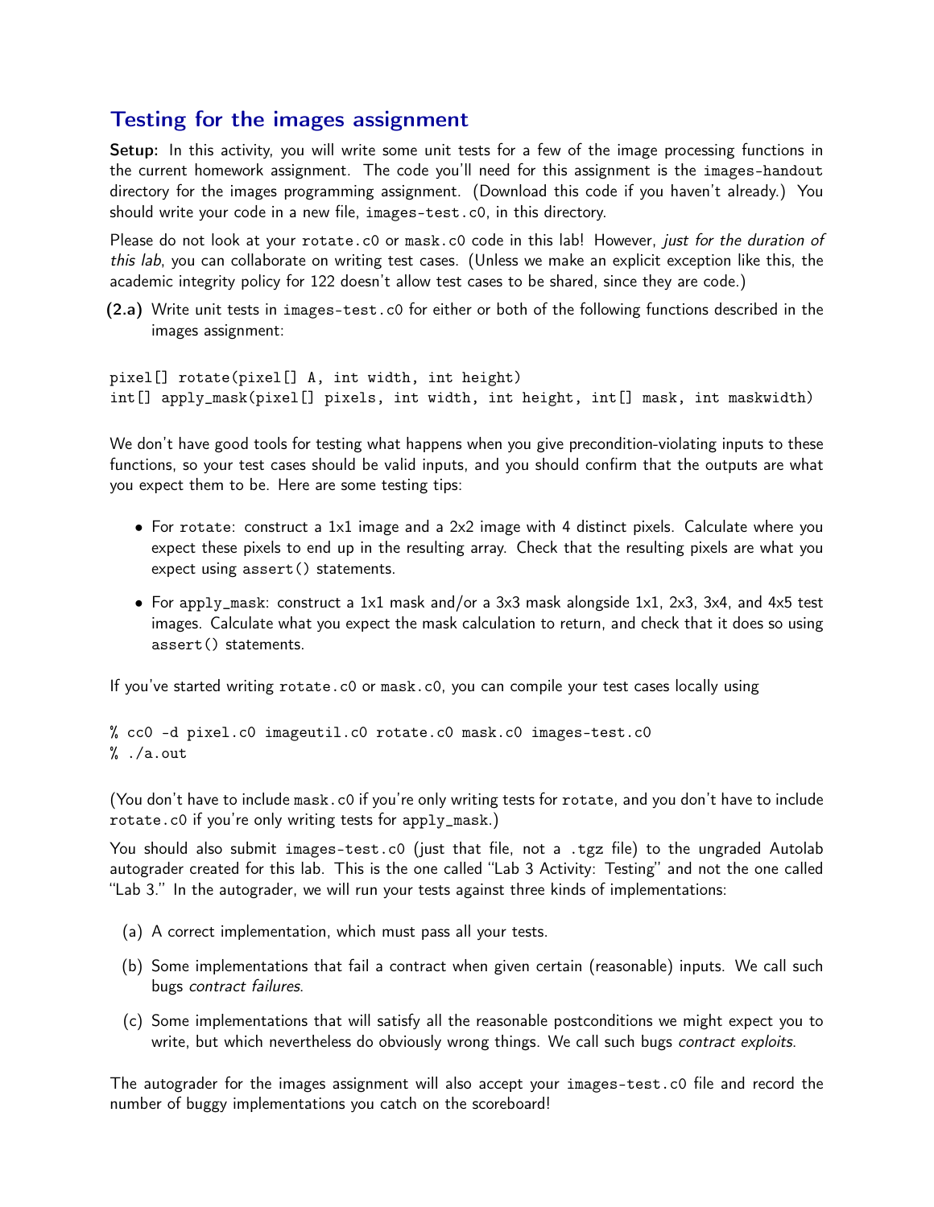## Testing for the images assignment

**Setup:** In this activity, you will write some unit tests for a few of the image processing functions in the current homework assignment. The code you'll need for this assignment is the `images-handout` directory for the images programming assignment. (Download this code if you haven't already.) You should write your code in a new file, `images-test.c0`, in this directory.

Please do not look at your `rotate.c0` or `mask.c0` code in this lab! However, *just for the duration of this lab*, you can collaborate on writing test cases. (Unless we make an explicit exception like this, the academic integrity policy for 122 doesn't allow test cases to be shared, since they are code.)

**(2.a)** Write unit tests in `images-test.c0` for either or both of the following functions described in the images assignment:

```
pixel[] rotate(pixel[] A, int width, int height)
int[] apply_mask(pixel[] pixels, int width, int height, int[] mask, int maskwidth)
```

We don't have good tools for testing what happens when you give precondition-violating inputs to these functions, so your test cases should be valid inputs, and you should confirm that the outputs are what you expect them to be. Here are some testing tips:

- For `rotate`: construct a 1x1 image and a 2x2 image with 4 distinct pixels. Calculate where you expect these pixels to end up in the resulting array. Check that the resulting pixels are what you expect using `assert()` statements.
- For `apply_mask`: construct a 1x1 mask and/or a 3x3 mask alongside 1x1, 2x3, 3x4, and 4x5 test images. Calculate what you expect the mask calculation to return, and check that it does so using `assert()` statements.

If you've started writing `rotate.c0` or `mask.c0`, you can compile your test cases locally using

```
% cc0 -d pixel.c0 imageutil.c0 rotate.c0 mask.c0 images-test.c0
% ./a.out
```

(You don't have to include `mask.c0` if you're only writing tests for `rotate`, and you don't have to include `rotate.c0` if you're only writing tests for `apply_mask`.)

You should also submit `images-test.c0` (just that file, not a `.tgz` file) to the ungraded Autolab autograder created for this lab. This is the one called "Lab 3 Activity: Testing" and not the one called "Lab 3." In the autograder, we will run your tests against three kinds of implementations:

(a) A correct implementation, which must pass all your tests.

(b) Some implementations that fail a contract when given certain (reasonable) inputs. We call such bugs *contract failures*.

(c) Some implementations that will satisfy all the reasonable postconditions we might expect you to write, but which nevertheless do obviously wrong things. We call such bugs *contract exploits*.

The autograder for the images assignment will also accept your `images-test.c0` file and record the number of buggy implementations you catch on the scoreboard!